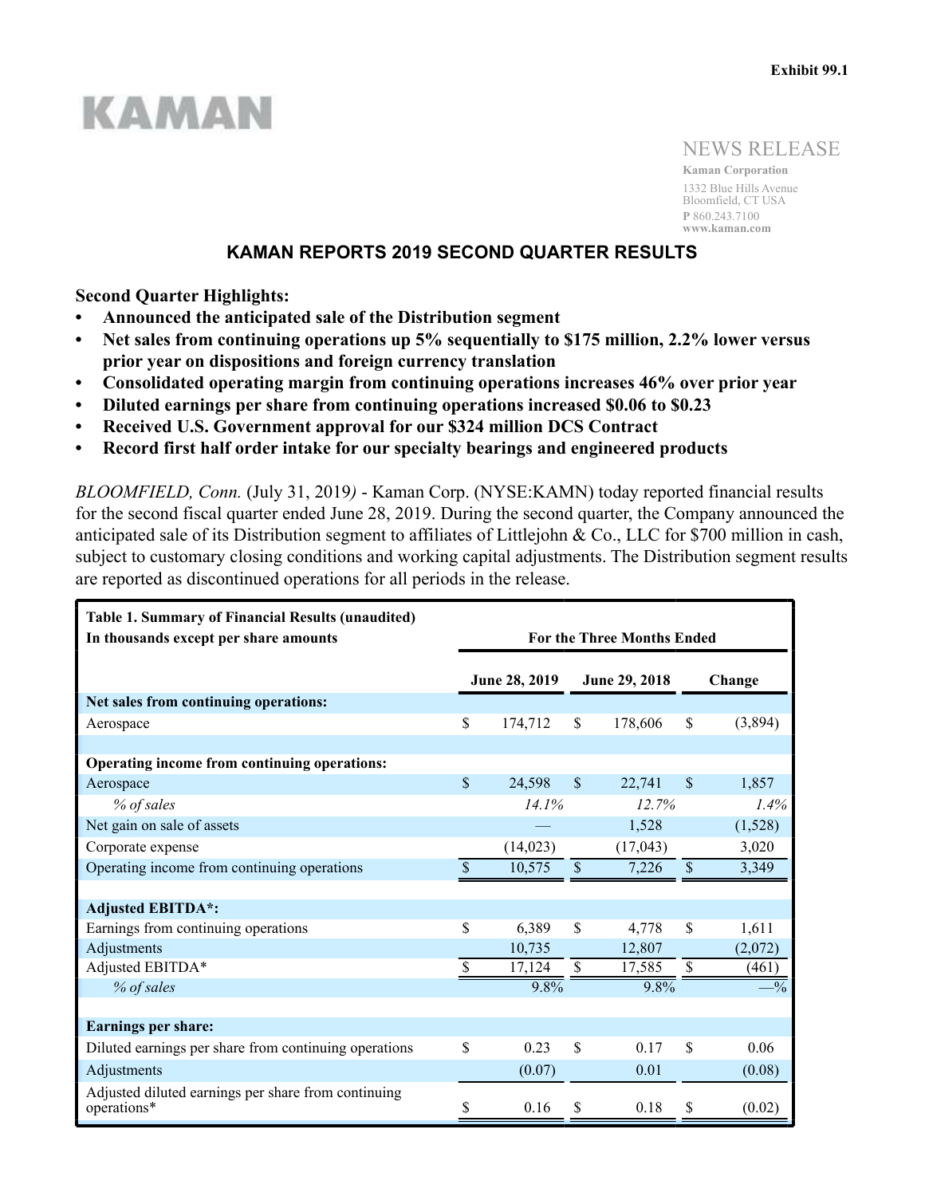Exhibit 99.1

KAMAN

NEWS RELEASE

**Kaman Corporation**
1332 Blue Hills Avenue
Bloomfield, CT USA
**P** 860.243.7100
**www.kaman.com**

# KAMAN REPORTS 2019 SECOND QUARTER RESULTS

**Second Quarter Highlights:**

- **Announced the anticipated sale of the Distribution segment**
- **Net sales from continuing operations up 5% sequentially to $175 million, 2.2% lower versus prior year on dispositions and foreign currency translation**
- **Consolidated operating margin from continuing operations increases 46% over prior year**
- **Diluted earnings per share from continuing operations increased $0.06 to $0.23**
- **Received U.S. Government approval for our $324 million DCS Contract**
- **Record first half order intake for our specialty bearings and engineered products**

*BLOOMFIELD, Conn.* (July 31, 2019*)* - Kaman Corp. (NYSE:KAMN) today reported financial results for the second fiscal quarter ended June 28, 2019. During the second quarter, the Company announced the anticipated sale of its Distribution segment to affiliates of Littlejohn & Co., LLC for $700 million in cash, subject to customary closing conditions and working capital adjustments. The Distribution segment results are reported as discontinued operations for all periods in the release.

| **Table 1. Summary of Financial Results (unaudited)**<br>**In thousands except per share amounts** | **For the Three Months Ended** | | |
|---|---|---|---|
| | **June 28, 2019** | **June 29, 2018** | **Change** |
| **Net sales from continuing operations:** | | | |
| Aerospace | $ 174,712 | $ 178,606 | $ (3,894) |
| | | | |
| **Operating income from continuing operations:** | | | |
| Aerospace | $ 24,598 | $ 22,741 | $ 1,857 |
| *% of sales* | *14.1%* | *12.7%* | *1.4%* |
| Net gain on sale of assets | — | 1,528 | (1,528) |
| Corporate expense | (14,023) | (17,043) | 3,020 |
| Operating income from continuing operations | $ 10,575 | $ 7,226 | $ 3,349 |
| | | | |
| **Adjusted EBITDA\*:** | | | |
| Earnings from continuing operations | $ 6,389 | $ 4,778 | $ 1,611 |
| Adjustments | 10,735 | 12,807 | (2,072) |
| Adjusted EBITDA* | $ 17,124 | $ 17,585 | $ (461) |
| *% of sales* | 9.8% | 9.8% | —% |
| | | | |
| **Earnings per share:** | | | |
| Diluted earnings per share from continuing operations | $ 0.23 | $ 0.17 | $ 0.06 |
| Adjustments | (0.07) | 0.01 | (0.08) |
| Adjusted diluted earnings per share from continuing operations* | $ 0.16 | $ 0.18 | $ (0.02) |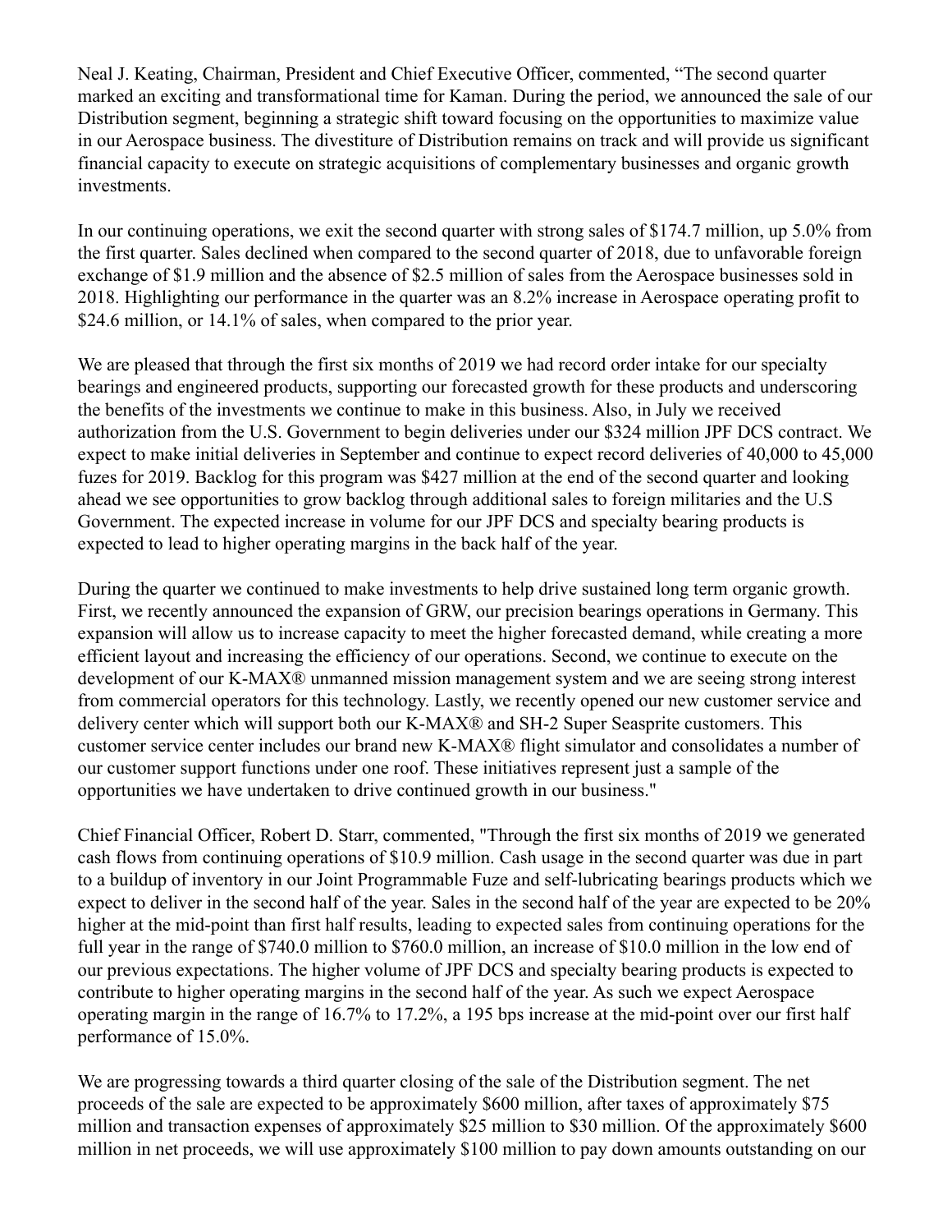Neal J. Keating, Chairman, President and Chief Executive Officer, commented, "The second quarter marked an exciting and transformational time for Kaman. During the period, we announced the sale of our Distribution segment, beginning a strategic shift toward focusing on the opportunities to maximize value in our Aerospace business. The divestiture of Distribution remains on track and will provide us significant financial capacity to execute on strategic acquisitions of complementary businesses and organic growth investments.

In our continuing operations, we exit the second quarter with strong sales of $174.7 million, up 5.0% from the first quarter. Sales declined when compared to the second quarter of 2018, due to unfavorable foreign exchange of $1.9 million and the absence of $2.5 million of sales from the Aerospace businesses sold in 2018. Highlighting our performance in the quarter was an 8.2% increase in Aerospace operating profit to $24.6 million, or 14.1% of sales, when compared to the prior year.

We are pleased that through the first six months of 2019 we had record order intake for our specialty bearings and engineered products, supporting our forecasted growth for these products and underscoring the benefits of the investments we continue to make in this business. Also, in July we received authorization from the U.S. Government to begin deliveries under our $324 million JPF DCS contract. We expect to make initial deliveries in September and continue to expect record deliveries of 40,000 to 45,000 fuzes for 2019. Backlog for this program was $427 million at the end of the second quarter and looking ahead we see opportunities to grow backlog through additional sales to foreign militaries and the U.S Government. The expected increase in volume for our JPF DCS and specialty bearing products is expected to lead to higher operating margins in the back half of the year.

During the quarter we continued to make investments to help drive sustained long term organic growth. First, we recently announced the expansion of GRW, our precision bearings operations in Germany. This expansion will allow us to increase capacity to meet the higher forecasted demand, while creating a more efficient layout and increasing the efficiency of our operations. Second, we continue to execute on the development of our K-MAX® unmanned mission management system and we are seeing strong interest from commercial operators for this technology. Lastly, we recently opened our new customer service and delivery center which will support both our K-MAX® and SH-2 Super Seasprite customers. This customer service center includes our brand new K-MAX® flight simulator and consolidates a number of our customer support functions under one roof. These initiatives represent just a sample of the opportunities we have undertaken to drive continued growth in our business."

Chief Financial Officer, Robert D. Starr, commented, "Through the first six months of 2019 we generated cash flows from continuing operations of $10.9 million. Cash usage in the second quarter was due in part to a buildup of inventory in our Joint Programmable Fuze and self-lubricating bearings products which we expect to deliver in the second half of the year. Sales in the second half of the year are expected to be 20% higher at the mid-point than first half results, leading to expected sales from continuing operations for the full year in the range of $740.0 million to $760.0 million, an increase of $10.0 million in the low end of our previous expectations. The higher volume of JPF DCS and specialty bearing products is expected to contribute to higher operating margins in the second half of the year. As such we expect Aerospace operating margin in the range of 16.7% to 17.2%, a 195 bps increase at the mid-point over our first half performance of 15.0%.

We are progressing towards a third quarter closing of the sale of the Distribution segment. The net proceeds of the sale are expected to be approximately $600 million, after taxes of approximately $75 million and transaction expenses of approximately $25 million to $30 million. Of the approximately $600 million in net proceeds, we will use approximately $100 million to pay down amounts outstanding on our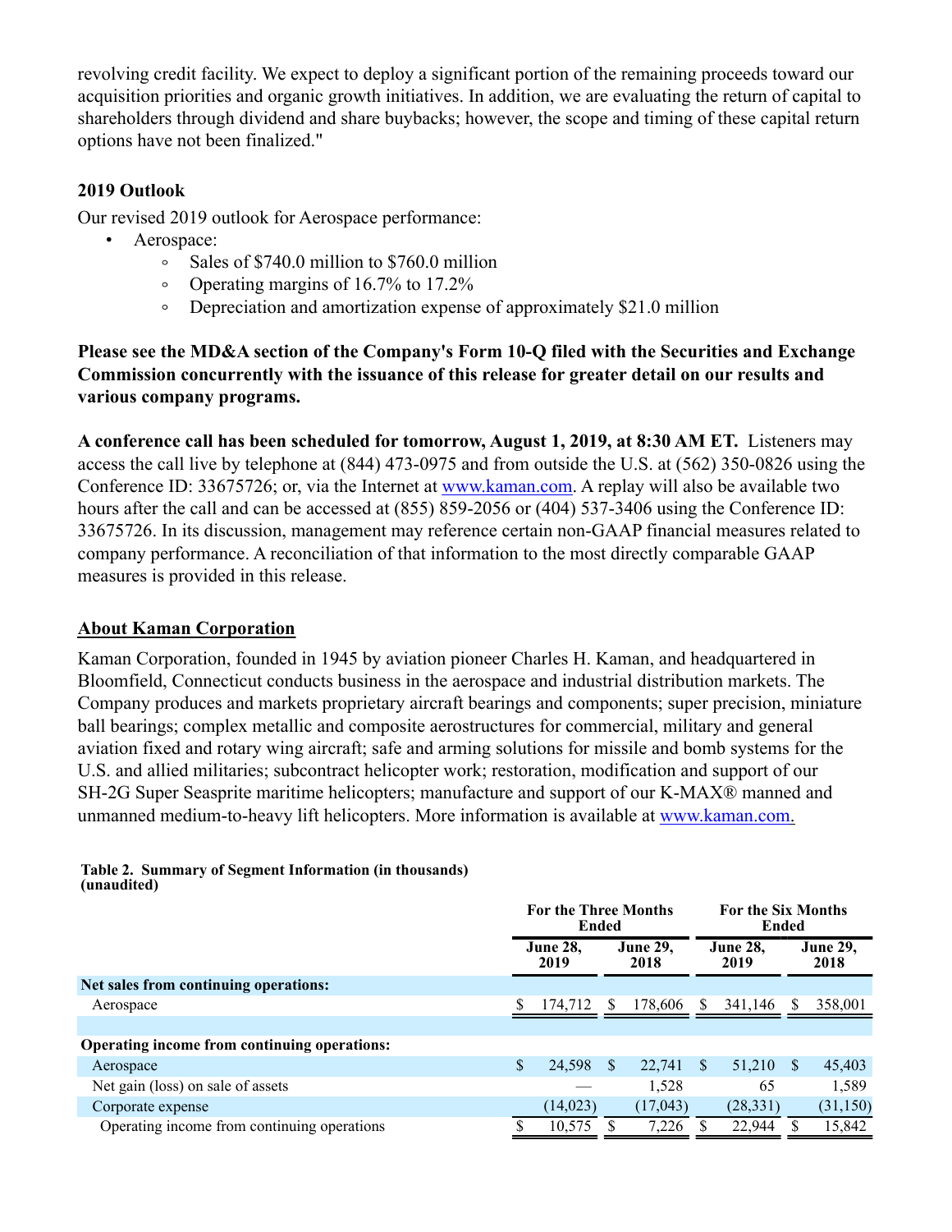revolving credit facility. We expect to deploy a significant portion of the remaining proceeds toward our acquisition priorities and organic growth initiatives. In addition, we are evaluating the return of capital to shareholders through dividend and share buybacks; however, the scope and timing of these capital return options have not been finalized."

**2019 Outlook**

Our revised 2019 outlook for Aerospace performance:

- Aerospace:
    - Sales of $740.0 million to $760.0 million
    - Operating margins of 16.7% to 17.2%
    - Depreciation and amortization expense of approximately $21.0 million

**Please see the MD&A section of the Company's Form 10-Q filed with the Securities and Exchange Commission concurrently with the issuance of this release for greater detail on our results and various company programs.**

**A conference call has been scheduled for tomorrow, August 1, 2019, at 8:30 AM ET.** Listeners may access the call live by telephone at (844) 473-0975 and from outside the U.S. at (562) 350-0826 using the Conference ID: 33675726; or, via the Internet at www.kaman.com. A replay will also be available two hours after the call and can be accessed at (855) 859-2056 or (404) 537-3406 using the Conference ID: 33675726. In its discussion, management may reference certain non-GAAP financial measures related to company performance. A reconciliation of that information to the most directly comparable GAAP measures is provided in this release.

**About Kaman Corporation**

Kaman Corporation, founded in 1945 by aviation pioneer Charles H. Kaman, and headquartered in Bloomfield, Connecticut conducts business in the aerospace and industrial distribution markets. The Company produces and markets proprietary aircraft bearings and components; super precision, miniature ball bearings; complex metallic and composite aerostructures for commercial, military and general aviation fixed and rotary wing aircraft; safe and arming solutions for missile and bomb systems for the U.S. and allied militaries; subcontract helicopter work; restoration, modification and support of our SH-2G Super Seasprite maritime helicopters; manufacture and support of our K-MAX® manned and unmanned medium-to-heavy lift helicopters. More information is available at www.kaman.com.

**Table 2. Summary of Segment Information (in thousands) (unaudited)**

| | For the Three Months Ended | | For the Six Months Ended | |
|---|---|---|---|---|
| | June 28, 2019 | June 29, 2018 | June 28, 2019 | June 29, 2018 |
| **Net sales from continuing operations:** | | | | |
| Aerospace | $ 174,712 | $ 178,606 | $ 341,146 | $ 358,001 |
| | | | | |
| **Operating income from continuing operations:** | | | | |
| Aerospace | $ 24,598 | $ 22,741 | $ 51,210 | $ 45,403 |
| Net gain (loss) on sale of assets | — | 1,528 | 65 | 1,589 |
| Corporate expense | (14,023) | (17,043) | (28,331) | (31,150) |
| Operating income from continuing operations | $ 10,575 | $ 7,226 | $ 22,944 | $ 15,842 |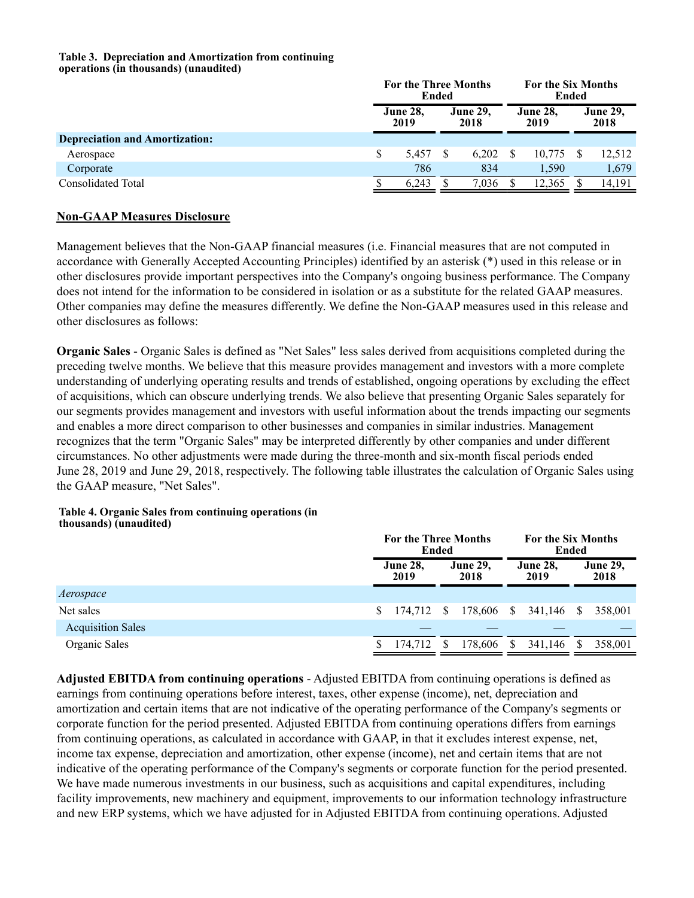**Table 3. Depreciation and Amortization from continuing operations (in thousands) (unaudited)**

| | For the Three Months Ended | | For the Six Months Ended | |
|---|---|---|---|---|
| | June 28, 2019 | June 29, 2018 | June 28, 2019 | June 29, 2018 |
| **Depreciation and Amortization:** | | | | |
| Aerospace | $ 5,457 | $ 6,202 | $ 10,775 | $ 12,512 |
| Corporate | 786 | 834 | 1,590 | 1,679 |
| Consolidated Total | $ 6,243 | $ 7,036 | $ 12,365 | $ 14,191 |

## Non-GAAP Measures Disclosure

Management believes that the Non-GAAP financial measures (i.e. Financial measures that are not computed in accordance with Generally Accepted Accounting Principles) identified by an asterisk (*) used in this release or in other disclosures provide important perspectives into the Company's ongoing business performance. The Company does not intend for the information to be considered in isolation or as a substitute for the related GAAP measures. Other companies may define the measures differently. We define the Non-GAAP measures used in this release and other disclosures as follows:

**Organic Sales** - Organic Sales is defined as "Net Sales" less sales derived from acquisitions completed during the preceding twelve months. We believe that this measure provides management and investors with a more complete understanding of underlying operating results and trends of established, ongoing operations by excluding the effect of acquisitions, which can obscure underlying trends. We also believe that presenting Organic Sales separately for our segments provides management and investors with useful information about the trends impacting our segments and enables a more direct comparison to other businesses and companies in similar industries. Management recognizes that the term "Organic Sales" may be interpreted differently by other companies and under different circumstances. No other adjustments were made during the three-month and six-month fiscal periods ended June 28, 2019 and June 29, 2018, respectively. The following table illustrates the calculation of Organic Sales using the GAAP measure, "Net Sales".

**Table 4. Organic Sales from continuing operations (in thousands) (unaudited)**

| | For the Three Months Ended | | For the Six Months Ended | |
|---|---|---|---|---|
| | June 28, 2019 | June 29, 2018 | June 28, 2019 | June 29, 2018 |
| *Aerospace* | | | | |
| Net sales | $ 174,712 | $ 178,606 | $ 341,146 | $ 358,001 |
| Acquisition Sales | — | — | — | — |
| Organic Sales | $ 174,712 | $ 178,606 | $ 341,146 | $ 358,001 |

**Adjusted EBITDA from continuing operations** - Adjusted EBITDA from continuing operations is defined as earnings from continuing operations before interest, taxes, other expense (income), net, depreciation and amortization and certain items that are not indicative of the operating performance of the Company's segments or corporate function for the period presented. Adjusted EBITDA from continuing operations differs from earnings from continuing operations, as calculated in accordance with GAAP, in that it excludes interest expense, net, income tax expense, depreciation and amortization, other expense (income), net and certain items that are not indicative of the operating performance of the Company's segments or corporate function for the period presented. We have made numerous investments in our business, such as acquisitions and capital expenditures, including facility improvements, new machinery and equipment, improvements to our information technology infrastructure and new ERP systems, which we have adjusted for in Adjusted EBITDA from continuing operations. Adjusted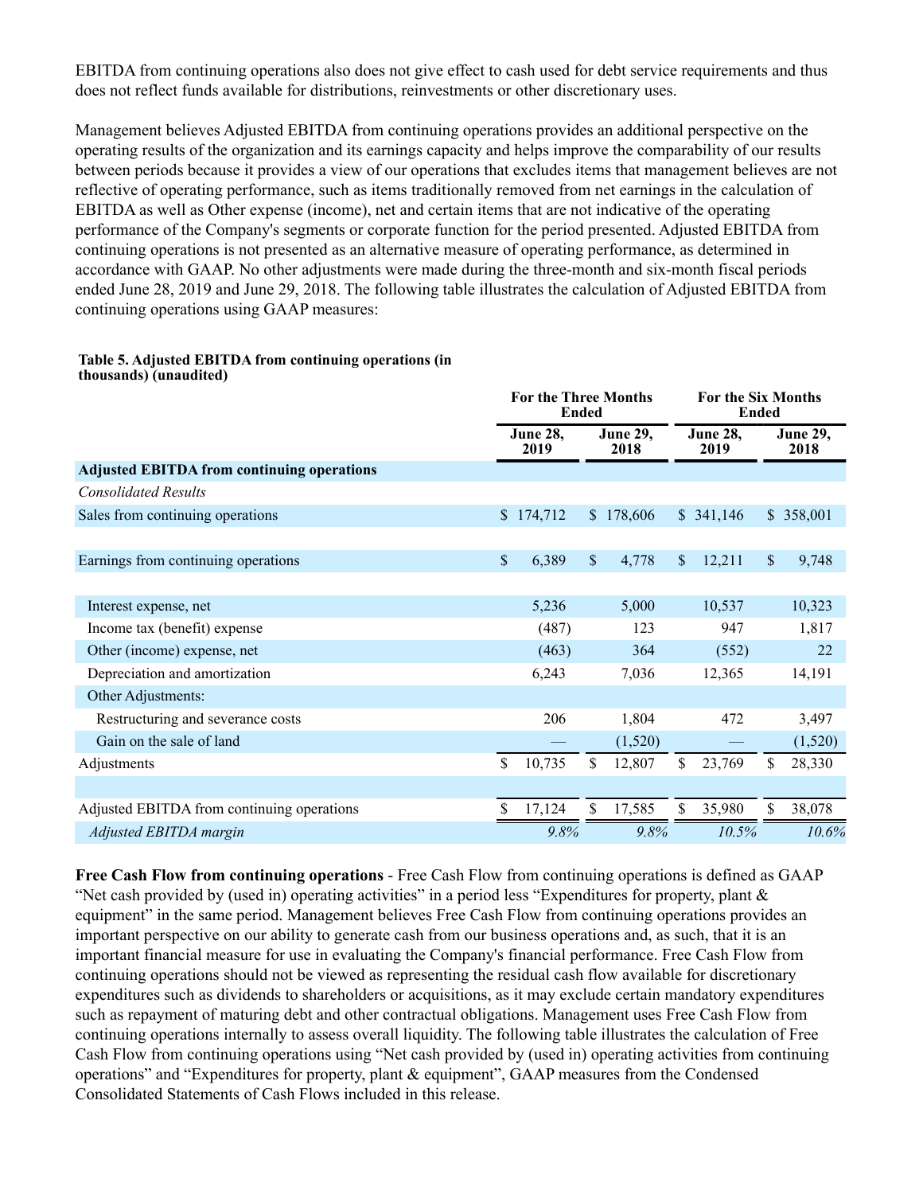EBITDA from continuing operations also does not give effect to cash used for debt service requirements and thus does not reflect funds available for distributions, reinvestments or other discretionary uses.

Management believes Adjusted EBITDA from continuing operations provides an additional perspective on the operating results of the organization and its earnings capacity and helps improve the comparability of our results between periods because it provides a view of our operations that excludes items that management believes are not reflective of operating performance, such as items traditionally removed from net earnings in the calculation of EBITDA as well as Other expense (income), net and certain items that are not indicative of the operating performance of the Company's segments or corporate function for the period presented. Adjusted EBITDA from continuing operations is not presented as an alternative measure of operating performance, as determined in accordance with GAAP. No other adjustments were made during the three-month and six-month fiscal periods ended June 28, 2019 and June 29, 2018. The following table illustrates the calculation of Adjusted EBITDA from continuing operations using GAAP measures:

**Table 5. Adjusted EBITDA from continuing operations (in thousands) (unaudited)**

| | For the Three Months Ended | | For the Six Months Ended | |
|---|---|---|---|---|
| | June 28, 2019 | June 29, 2018 | June 28, 2019 | June 29, 2018 |
| **Adjusted EBITDA from continuing operations** | | | | |
| *Consolidated Results* | | | | |
| Sales from continuing operations | $ 174,712 | $ 178,606 | $ 341,146 | $ 358,001 |
| | | | | |
| Earnings from continuing operations | $ 6,389 | $ 4,778 | $ 12,211 | $ 9,748 |
| | | | | |
| Interest expense, net | 5,236 | 5,000 | 10,537 | 10,323 |
| Income tax (benefit) expense | (487) | 123 | 947 | 1,817 |
| Other (income) expense, net | (463) | 364 | (552) | 22 |
| Depreciation and amortization | 6,243 | 7,036 | 12,365 | 14,191 |
| Other Adjustments: | | | | |
| Restructuring and severance costs | 206 | 1,804 | 472 | 3,497 |
| Gain on the sale of land | — | (1,520) | — | (1,520) |
| Adjustments | $ 10,735 | $ 12,807 | $ 23,769 | $ 28,330 |
| | | | | |
| Adjusted EBITDA from continuing operations | $ 17,124 | $ 17,585 | $ 35,980 | $ 38,078 |
| *Adjusted EBITDA margin* | *9.8%* | *9.8%* | *10.5%* | *10.6%* |

**Free Cash Flow from continuing operations** - Free Cash Flow from continuing operations is defined as GAAP "Net cash provided by (used in) operating activities" in a period less "Expenditures for property, plant & equipment" in the same period. Management believes Free Cash Flow from continuing operations provides an important perspective on our ability to generate cash from our business operations and, as such, that it is an important financial measure for use in evaluating the Company's financial performance. Free Cash Flow from continuing operations should not be viewed as representing the residual cash flow available for discretionary expenditures such as dividends to shareholders or acquisitions, as it may exclude certain mandatory expenditures such as repayment of maturing debt and other contractual obligations. Management uses Free Cash Flow from continuing operations internally to assess overall liquidity. The following table illustrates the calculation of Free Cash Flow from continuing operations using "Net cash provided by (used in) operating activities from continuing operations" and "Expenditures for property, plant & equipment", GAAP measures from the Condensed Consolidated Statements of Cash Flows included in this release.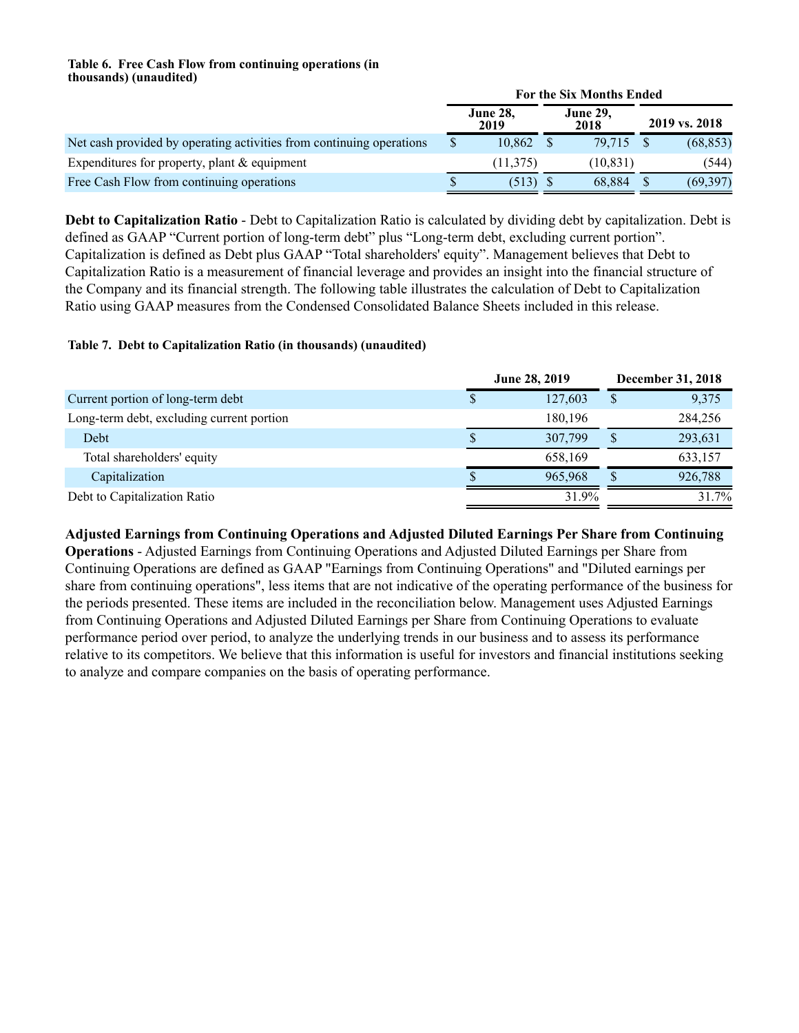**Table 6. Free Cash Flow from continuing operations (in thousands) (unaudited)**

| | For the Six Months Ended | | |
|---|---|---|---|
| | June 28, 2019 | June 29, 2018 | 2019 vs. 2018 |
| Net cash provided by operating activities from continuing operations | $ 10,862 | $ 79,715 | $ (68,853) |
| Expenditures for property, plant & equipment | (11,375) | (10,831) | (544) |
| Free Cash Flow from continuing operations | $ (513) | $ 68,884 | $ (69,397) |

**Debt to Capitalization Ratio** - Debt to Capitalization Ratio is calculated by dividing debt by capitalization. Debt is defined as GAAP "Current portion of long-term debt" plus "Long-term debt, excluding current portion". Capitalization is defined as Debt plus GAAP "Total shareholders' equity". Management believes that Debt to Capitalization Ratio is a measurement of financial leverage and provides an insight into the financial structure of the Company and its financial strength. The following table illustrates the calculation of Debt to Capitalization Ratio using GAAP measures from the Condensed Consolidated Balance Sheets included in this release.

**Table 7. Debt to Capitalization Ratio (in thousands) (unaudited)**

| | June 28, 2019 | December 31, 2018 |
|---|---|---|
| Current portion of long-term debt | $ 127,603 | $ 9,375 |
| Long-term debt, excluding current portion | 180,196 | 284,256 |
| Debt | $ 307,799 | $ 293,631 |
| Total shareholders' equity | 658,169 | 633,157 |
| Capitalization | $ 965,968 | $ 926,788 |
| Debt to Capitalization Ratio | 31.9% | 31.7% |

**Adjusted Earnings from Continuing Operations and Adjusted Diluted Earnings Per Share from Continuing Operations** - Adjusted Earnings from Continuing Operations and Adjusted Diluted Earnings per Share from Continuing Operations are defined as GAAP "Earnings from Continuing Operations" and "Diluted earnings per share from continuing operations", less items that are not indicative of the operating performance of the business for the periods presented. These items are included in the reconciliation below. Management uses Adjusted Earnings from Continuing Operations and Adjusted Diluted Earnings per Share from Continuing Operations to evaluate performance period over period, to analyze the underlying trends in our business and to assess its performance relative to its competitors. We believe that this information is useful for investors and financial institutions seeking to analyze and compare companies on the basis of operating performance.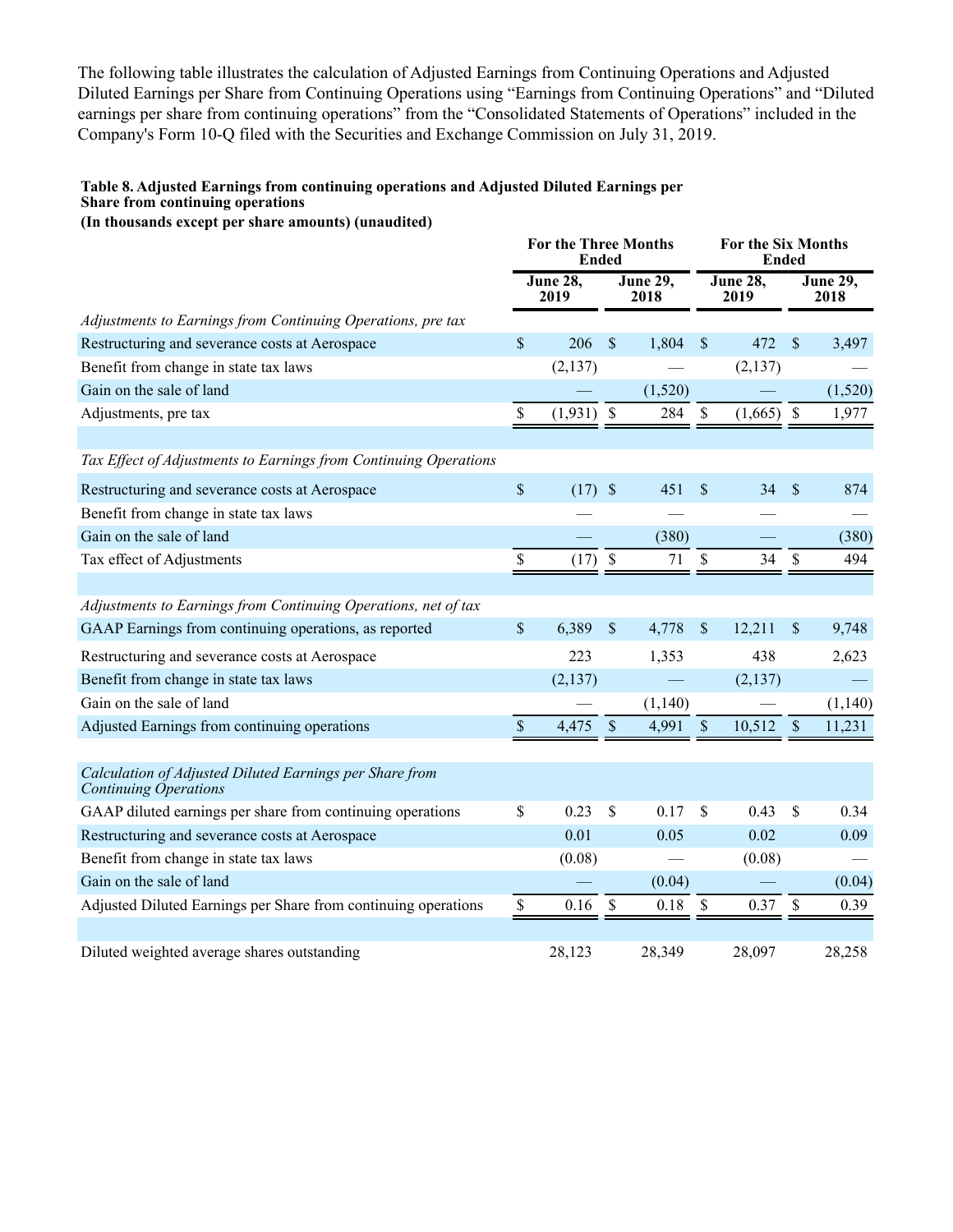The following table illustrates the calculation of Adjusted Earnings from Continuing Operations and Adjusted Diluted Earnings per Share from Continuing Operations using "Earnings from Continuing Operations" and "Diluted earnings per share from continuing operations" from the "Consolidated Statements of Operations" included in the Company's Form 10-Q filed with the Securities and Exchange Commission on July 31, 2019.

**Table 8. Adjusted Earnings from continuing operations and Adjusted Diluted Earnings per Share from continuing operations**
**(In thousands except per share amounts) (unaudited)**

| | For the Three Months Ended | | For the Six Months Ended | |
|---|---|---|---|---|
| | June 28, 2019 | June 29, 2018 | June 28, 2019 | June 29, 2018 |
| *Adjustments to Earnings from Continuing Operations, pre tax* | | | | |
| Restructuring and severance costs at Aerospace | $ 206 | $ 1,804 | $ 472 | $ 3,497 |
| Benefit from change in state tax laws | (2,137) | — | (2,137) | — |
| Gain on the sale of land | — | (1,520) | — | (1,520) |
| Adjustments, pre tax | $ (1,931) | $ 284 | $ (1,665) | $ 1,977 |
| | | | | |
| *Tax Effect of Adjustments to Earnings from Continuing Operations* | | | | |
| Restructuring and severance costs at Aerospace | $ (17) | $ 451 | $ 34 | $ 874 |
| Benefit from change in state tax laws | — | — | — | — |
| Gain on the sale of land | — | (380) | — | (380) |
| Tax effect of Adjustments | $ (17) | $ 71 | $ 34 | $ 494 |
| | | | | |
| *Adjustments to Earnings from Continuing Operations, net of tax* | | | | |
| GAAP Earnings from continuing operations, as reported | $ 6,389 | $ 4,778 | $ 12,211 | $ 9,748 |
| Restructuring and severance costs at Aerospace | 223 | 1,353 | 438 | 2,623 |
| Benefit from change in state tax laws | (2,137) | — | (2,137) | — |
| Gain on the sale of land | — | (1,140) | — | (1,140) |
| Adjusted Earnings from continuing operations | $ 4,475 | $ 4,991 | $ 10,512 | $ 11,231 |
| | | | | |
| *Calculation of Adjusted Diluted Earnings per Share from Continuing Operations* | | | | |
| GAAP diluted earnings per share from continuing operations | $ 0.23 | $ 0.17 | $ 0.43 | $ 0.34 |
| Restructuring and severance costs at Aerospace | 0.01 | 0.05 | 0.02 | 0.09 |
| Benefit from change in state tax laws | (0.08) | — | (0.08) | — |
| Gain on the sale of land | — | (0.04) | — | (0.04) |
| Adjusted Diluted Earnings per Share from continuing operations | $ 0.16 | $ 0.18 | $ 0.37 | $ 0.39 |
| | | | | |
| Diluted weighted average shares outstanding | 28,123 | 28,349 | 28,097 | 28,258 |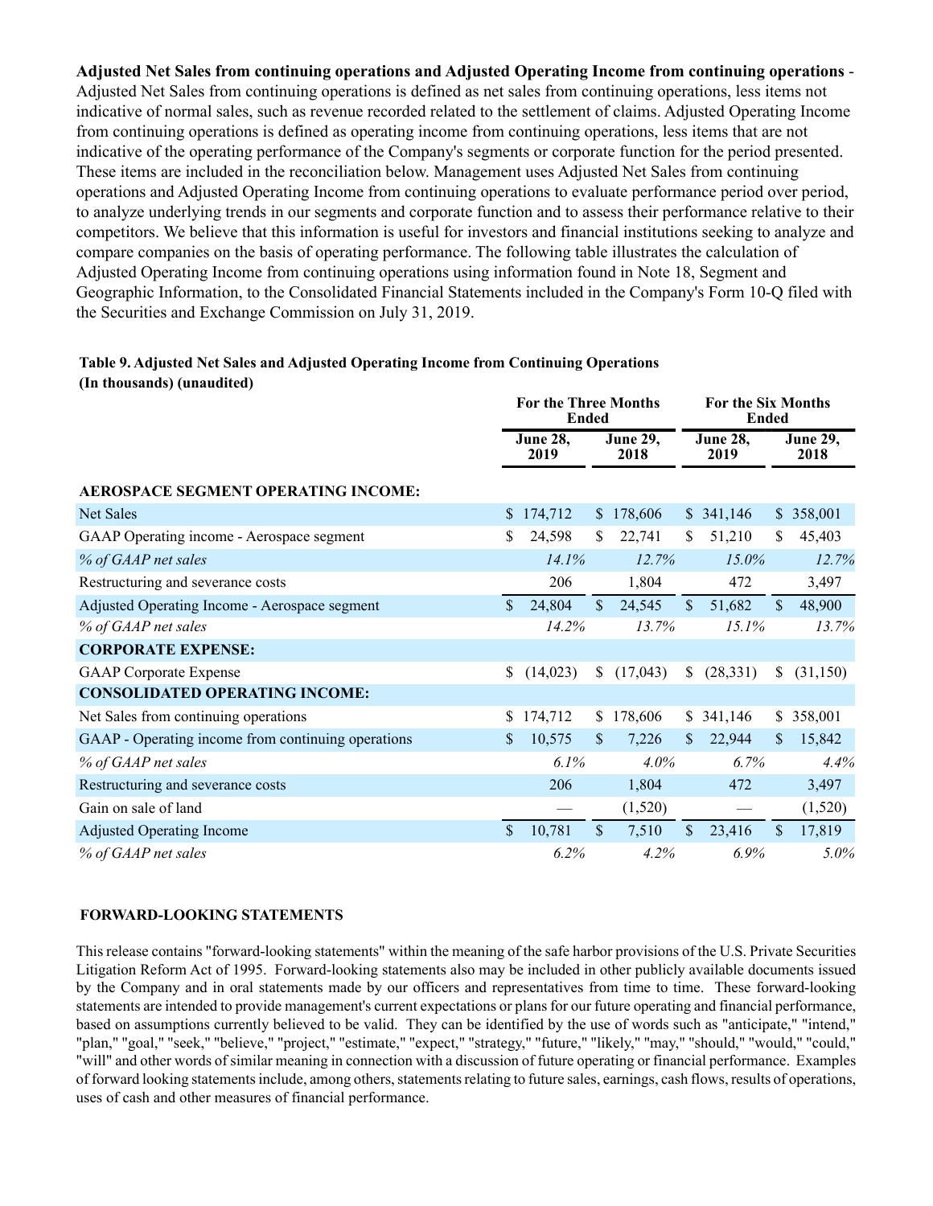**Adjusted Net Sales from continuing operations and Adjusted Operating Income from continuing operations** - Adjusted Net Sales from continuing operations is defined as net sales from continuing operations, less items not indicative of normal sales, such as revenue recorded related to the settlement of claims. Adjusted Operating Income from continuing operations is defined as operating income from continuing operations, less items that are not indicative of the operating performance of the Company's segments or corporate function for the period presented. These items are included in the reconciliation below. Management uses Adjusted Net Sales from continuing operations and Adjusted Operating Income from continuing operations to evaluate performance period over period, to analyze underlying trends in our segments and corporate function and to assess their performance relative to their competitors. We believe that this information is useful for investors and financial institutions seeking to analyze and compare companies on the basis of operating performance. The following table illustrates the calculation of Adjusted Operating Income from continuing operations using information found in Note 18, Segment and Geographic Information, to the Consolidated Financial Statements included in the Company's Form 10-Q filed with the Securities and Exchange Commission on July 31, 2019.

**Table 9. Adjusted Net Sales and Adjusted Operating Income from Continuing Operations**
**(In thousands) (unaudited)**

| | For the Three Months Ended | | For the Six Months Ended | |
|---|---|---|---|---|
| | June 28, 2019 | June 29, 2018 | June 28, 2019 | June 29, 2018 |
| **AEROSPACE SEGMENT OPERATING INCOME:** | | | | |
| Net Sales | $ 174,712 | $ 178,606 | $ 341,146 | $ 358,001 |
| GAAP Operating income - Aerospace segment | $ 24,598 | $ 22,741 | $ 51,210 | $ 45,403 |
| *% of GAAP net sales* | *14.1%* | *12.7%* | *15.0%* | *12.7%* |
| Restructuring and severance costs | 206 | 1,804 | 472 | 3,497 |
| Adjusted Operating Income - Aerospace segment | $ 24,804 | $ 24,545 | $ 51,682 | $ 48,900 |
| *% of GAAP net sales* | *14.2%* | *13.7%* | *15.1%* | *13.7%* |
| **CORPORATE EXPENSE:** | | | | |
| GAAP Corporate Expense | $ (14,023) | $ (17,043) | $ (28,331) | $ (31,150) |
| **CONSOLIDATED OPERATING INCOME:** | | | | |
| Net Sales from continuing operations | $ 174,712 | $ 178,606 | $ 341,146 | $ 358,001 |
| GAAP - Operating income from continuing operations | $ 10,575 | $ 7,226 | $ 22,944 | $ 15,842 |
| *% of GAAP net sales* | *6.1%* | *4.0%* | *6.7%* | *4.4%* |
| Restructuring and severance costs | 206 | 1,804 | 472 | 3,497 |
| Gain on sale of land | — | (1,520) | — | (1,520) |
| Adjusted Operating Income | $ 10,781 | $ 7,510 | $ 23,416 | $ 17,819 |
| *% of GAAP net sales* | *6.2%* | *4.2%* | *6.9%* | *5.0%* |

**FORWARD-LOOKING STATEMENTS**

This release contains "forward-looking statements" within the meaning of the safe harbor provisions of the U.S. Private Securities Litigation Reform Act of 1995. Forward-looking statements also may be included in other publicly available documents issued by the Company and in oral statements made by our officers and representatives from time to time. These forward-looking statements are intended to provide management's current expectations or plans for our future operating and financial performance, based on assumptions currently believed to be valid. They can be identified by the use of words such as "anticipate," "intend," "plan," "goal," "seek," "believe," "project," "estimate," "expect," "strategy," "future," "likely," "may," "should," "would," "could," "will" and other words of similar meaning in connection with a discussion of future operating or financial performance. Examples of forward looking statements include, among others, statements relating to future sales, earnings, cash flows, results of operations, uses of cash and other measures of financial performance.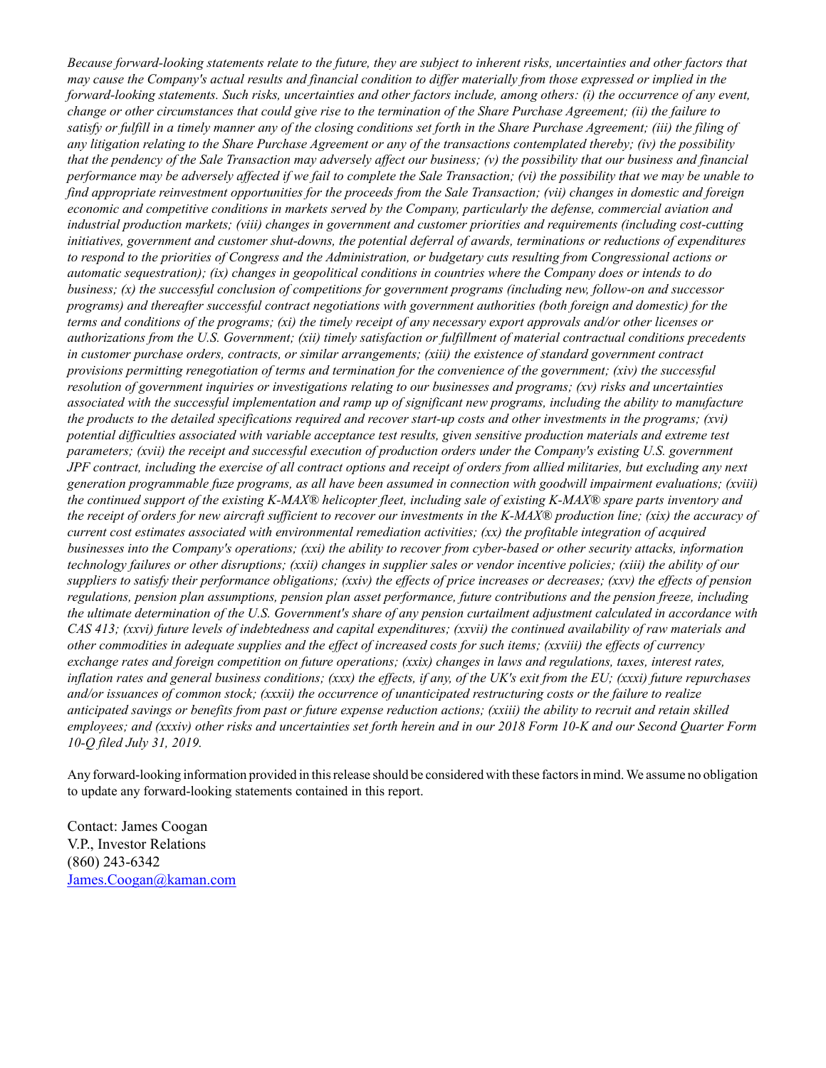*Because forward-looking statements relate to the future, they are subject to inherent risks, uncertainties and other factors that may cause the Company's actual results and financial condition to differ materially from those expressed or implied in the forward-looking statements. Such risks, uncertainties and other factors include, among others: (i) the occurrence of any event, change or other circumstances that could give rise to the termination of the Share Purchase Agreement; (ii) the failure to satisfy or fulfill in a timely manner any of the closing conditions set forth in the Share Purchase Agreement; (iii) the filing of any litigation relating to the Share Purchase Agreement or any of the transactions contemplated thereby; (iv) the possibility that the pendency of the Sale Transaction may adversely affect our business; (v) the possibility that our business and financial performance may be adversely affected if we fail to complete the Sale Transaction; (vi) the possibility that we may be unable to find appropriate reinvestment opportunities for the proceeds from the Sale Transaction; (vii) changes in domestic and foreign economic and competitive conditions in markets served by the Company, particularly the defense, commercial aviation and industrial production markets; (viii) changes in government and customer priorities and requirements (including cost-cutting initiatives, government and customer shut-downs, the potential deferral of awards, terminations or reductions of expenditures to respond to the priorities of Congress and the Administration, or budgetary cuts resulting from Congressional actions or automatic sequestration); (ix) changes in geopolitical conditions in countries where the Company does or intends to do business; (x) the successful conclusion of competitions for government programs (including new, follow-on and successor programs) and thereafter successful contract negotiations with government authorities (both foreign and domestic) for the terms and conditions of the programs; (xi) the timely receipt of any necessary export approvals and/or other licenses or authorizations from the U.S. Government; (xii) timely satisfaction or fulfillment of material contractual conditions precedents in customer purchase orders, contracts, or similar arrangements; (xiii) the existence of standard government contract provisions permitting renegotiation of terms and termination for the convenience of the government; (xiv) the successful resolution of government inquiries or investigations relating to our businesses and programs; (xv) risks and uncertainties associated with the successful implementation and ramp up of significant new programs, including the ability to manufacture the products to the detailed specifications required and recover start-up costs and other investments in the programs; (xvi) potential difficulties associated with variable acceptance test results, given sensitive production materials and extreme test parameters; (xvii) the receipt and successful execution of production orders under the Company's existing U.S. government JPF contract, including the exercise of all contract options and receipt of orders from allied militaries, but excluding any next generation programmable fuze programs, as all have been assumed in connection with goodwill impairment evaluations; (xviii) the continued support of the existing K-MAX® helicopter fleet, including sale of existing K-MAX® spare parts inventory and the receipt of orders for new aircraft sufficient to recover our investments in the K-MAX® production line; (xix) the accuracy of current cost estimates associated with environmental remediation activities; (xx) the profitable integration of acquired businesses into the Company's operations; (xxi) the ability to recover from cyber-based or other security attacks, information technology failures or other disruptions; (xxii) changes in supplier sales or vendor incentive policies; (xiii) the ability of our suppliers to satisfy their performance obligations; (xxiv) the effects of price increases or decreases; (xxv) the effects of pension regulations, pension plan assumptions, pension plan asset performance, future contributions and the pension freeze, including the ultimate determination of the U.S. Government's share of any pension curtailment adjustment calculated in accordance with CAS 413; (xxvi) future levels of indebtedness and capital expenditures; (xxvii) the continued availability of raw materials and other commodities in adequate supplies and the effect of increased costs for such items; (xxviii) the effects of currency exchange rates and foreign competition on future operations; (xxix) changes in laws and regulations, taxes, interest rates, inflation rates and general business conditions; (xxx) the effects, if any, of the UK's exit from the EU; (xxxi) future repurchases and/or issuances of common stock; (xxxii) the occurrence of unanticipated restructuring costs or the failure to realize anticipated savings or benefits from past or future expense reduction actions; (xiii) the ability to recruit and retain skilled employees; and (xxxiv) other risks and uncertainties set forth herein and in our 2018 Form 10-K and our Second Quarter Form 10-Q filed July 31, 2019.*

Any forward-looking information provided in this release should be considered with these factors in mind. We assume no obligation to update any forward-looking statements contained in this report.

Contact: James Coogan
V.P., Investor Relations
(860) 243-6342
James.Coogan@kaman.com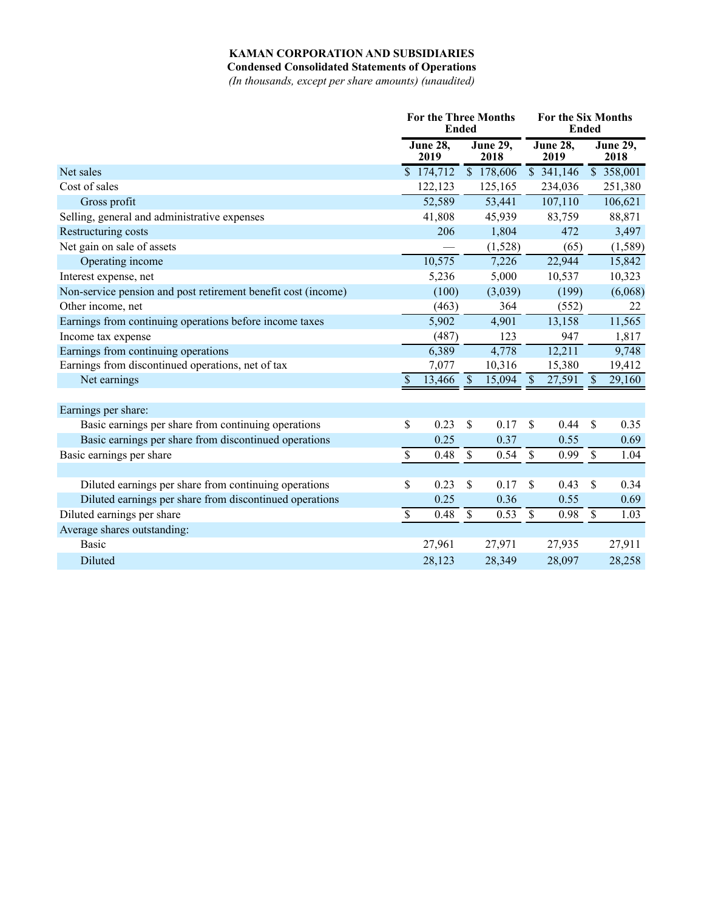**KAMAN CORPORATION AND SUBSIDIARIES**

**Condensed Consolidated Statements of Operations**

*(In thousands, except per share amounts) (unaudited)*

| | For the Three Months Ended | | For the Six Months Ended | |
|---|---|---|---|---|
| | June 28, 2019 | June 29, 2018 | June 28, 2019 | June 29, 2018 |
| Net sales | $ 174,712 | $ 178,606 | $ 341,146 | $ 358,001 |
| Cost of sales | 122,123 | 125,165 | 234,036 | 251,380 |
| Gross profit | 52,589 | 53,441 | 107,110 | 106,621 |
| Selling, general and administrative expenses | 41,808 | 45,939 | 83,759 | 88,871 |
| Restructuring costs | 206 | 1,804 | 472 | 3,497 |
| Net gain on sale of assets | — | (1,528) | (65) | (1,589) |
| Operating income | 10,575 | 7,226 | 22,944 | 15,842 |
| Interest expense, net | 5,236 | 5,000 | 10,537 | 10,323 |
| Non-service pension and post retirement benefit cost (income) | (100) | (3,039) | (199) | (6,068) |
| Other income, net | (463) | 364 | (552) | 22 |
| Earnings from continuing operations before income taxes | 5,902 | 4,901 | 13,158 | 11,565 |
| Income tax expense | (487) | 123 | 947 | 1,817 |
| Earnings from continuing operations | 6,389 | 4,778 | 12,211 | 9,748 |
| Earnings from discontinued operations, net of tax | 7,077 | 10,316 | 15,380 | 19,412 |
| Net earnings | $ 13,466 | $ 15,094 | $ 27,591 | $ 29,160 |
| | | | | |
| Earnings per share: | | | | |
| Basic earnings per share from continuing operations | $ 0.23 | $ 0.17 | $ 0.44 | $ 0.35 |
| Basic earnings per share from discontinued operations | 0.25 | 0.37 | 0.55 | 0.69 |
| Basic earnings per share | $ 0.48 | $ 0.54 | $ 0.99 | $ 1.04 |
| | | | | |
| Diluted earnings per share from continuing operations | $ 0.23 | $ 0.17 | $ 0.43 | $ 0.34 |
| Diluted earnings per share from discontinued operations | 0.25 | 0.36 | 0.55 | 0.69 |
| Diluted earnings per share | $ 0.48 | $ 0.53 | $ 0.98 | $ 1.03 |
| Average shares outstanding: | | | | |
| Basic | 27,961 | 27,971 | 27,935 | 27,911 |
| Diluted | 28,123 | 28,349 | 28,097 | 28,258 |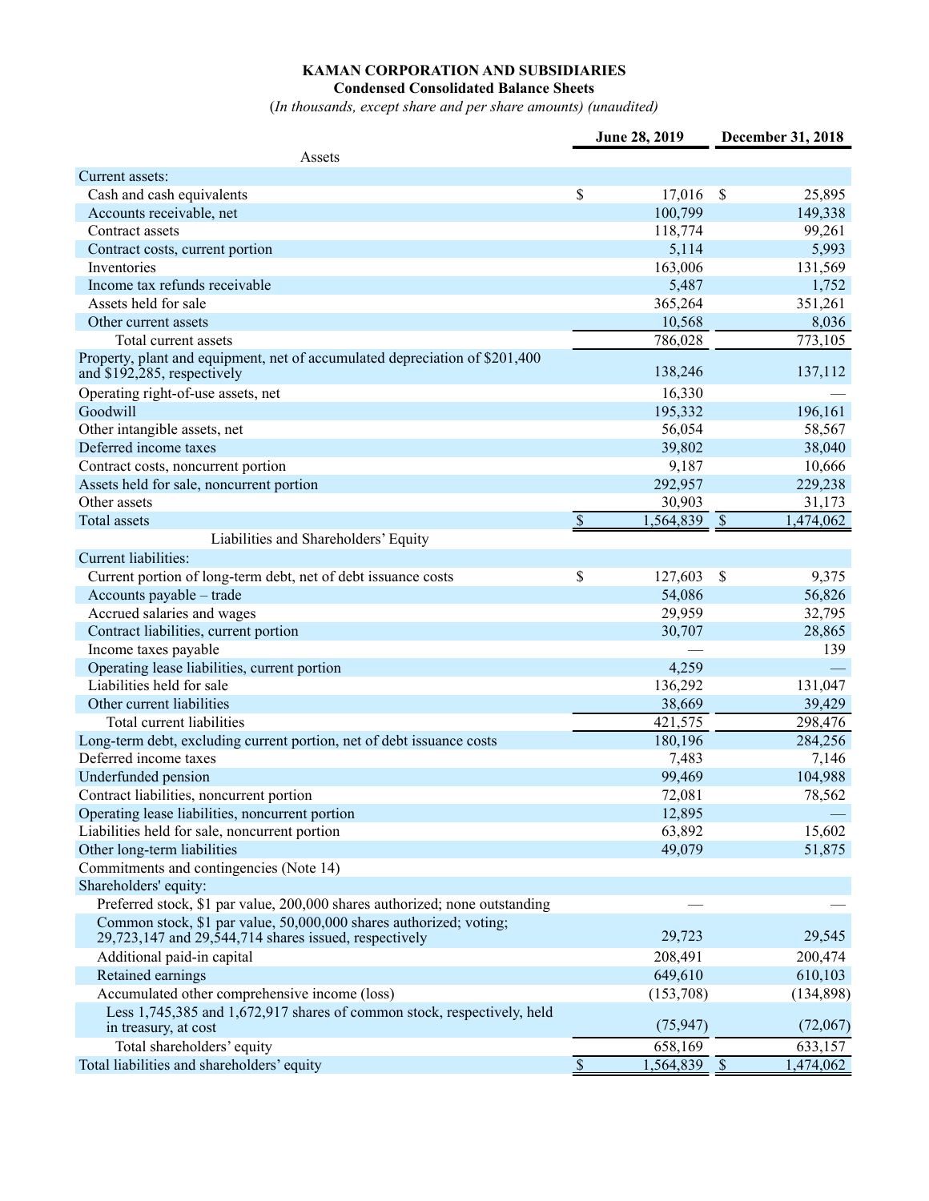**KAMAN CORPORATION AND SUBSIDIARIES**
**Condensed Consolidated Balance Sheets**
*(In thousands, except share and per share amounts) (unaudited)*

| | June 28, 2019 | December 31, 2018 |
|---|---|---|
| **Assets** | | |
| Current assets: | | |
| Cash and cash equivalents | $ 17,016 | $ 25,895 |
| Accounts receivable, net | 100,799 | 149,338 |
| Contract assets | 118,774 | 99,261 |
| Contract costs, current portion | 5,114 | 5,993 |
| Inventories | 163,006 | 131,569 |
| Income tax refunds receivable | 5,487 | 1,752 |
| Assets held for sale | 365,264 | 351,261 |
| Other current assets | 10,568 | 8,036 |
| Total current assets | 786,028 | 773,105 |
| Property, plant and equipment, net of accumulated depreciation of $201,400 and $192,285, respectively | 138,246 | 137,112 |
| Operating right-of-use assets, net | 16,330 | — |
| Goodwill | 195,332 | 196,161 |
| Other intangible assets, net | 56,054 | 58,567 |
| Deferred income taxes | 39,802 | 38,040 |
| Contract costs, noncurrent portion | 9,187 | 10,666 |
| Assets held for sale, noncurrent portion | 292,957 | 229,238 |
| Other assets | 30,903 | 31,173 |
| Total assets | $ 1,564,839 | $ 1,474,062 |
| **Liabilities and Shareholders' Equity** | | |
| Current liabilities: | | |
| Current portion of long-term debt, net of debt issuance costs | $ 127,603 | $ 9,375 |
| Accounts payable – trade | 54,086 | 56,826 |
| Accrued salaries and wages | 29,959 | 32,795 |
| Contract liabilities, current portion | 30,707 | 28,865 |
| Income taxes payable | — | 139 |
| Operating lease liabilities, current portion | 4,259 | — |
| Liabilities held for sale | 136,292 | 131,047 |
| Other current liabilities | 38,669 | 39,429 |
| Total current liabilities | 421,575 | 298,476 |
| Long-term debt, excluding current portion, net of debt issuance costs | 180,196 | 284,256 |
| Deferred income taxes | 7,483 | 7,146 |
| Underfunded pension | 99,469 | 104,988 |
| Contract liabilities, noncurrent portion | 72,081 | 78,562 |
| Operating lease liabilities, noncurrent portion | 12,895 | — |
| Liabilities held for sale, noncurrent portion | 63,892 | 15,602 |
| Other long-term liabilities | 49,079 | 51,875 |
| Commitments and contingencies (Note 14) | | |
| Shareholders' equity: | | |
| Preferred stock, $1 par value, 200,000 shares authorized; none outstanding | — | — |
| Common stock, $1 par value, 50,000,000 shares authorized; voting; 29,723,147 and 29,544,714 shares issued, respectively | 29,723 | 29,545 |
| Additional paid-in capital | 208,491 | 200,474 |
| Retained earnings | 649,610 | 610,103 |
| Accumulated other comprehensive income (loss) | (153,708) | (134,898) |
| Less 1,745,385 and 1,672,917 shares of common stock, respectively, held in treasury, at cost | (75,947) | (72,067) |
| Total shareholders' equity | 658,169 | 633,157 |
| Total liabilities and shareholders' equity | $ 1,564,839 | $ 1,474,062 |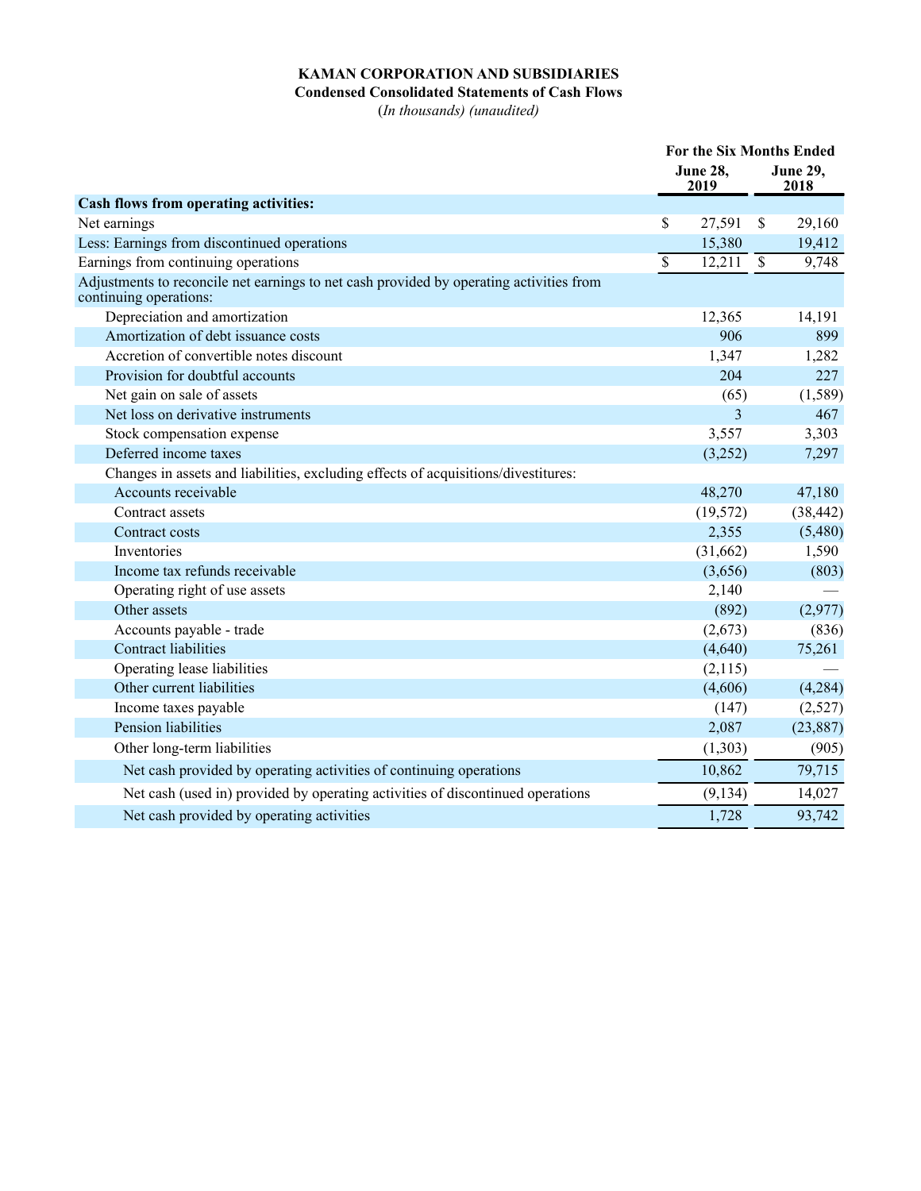**KAMAN CORPORATION AND SUBSIDIARIES**
**Condensed Consolidated Statements of Cash Flows**
*(In thousands) (unaudited)*

| | For the Six Months Ended | |
|---|---|---|
| | June 28, 2019 | June 29, 2018 |
| **Cash flows from operating activities:** | | |
| Net earnings | $ 27,591 | $ 29,160 |
| Less: Earnings from discontinued operations | 15,380 | 19,412 |
| Earnings from continuing operations | $ 12,211 | $ 9,748 |
| Adjustments to reconcile net earnings to net cash provided by operating activities from continuing operations: | | |
| Depreciation and amortization | 12,365 | 14,191 |
| Amortization of debt issuance costs | 906 | 899 |
| Accretion of convertible notes discount | 1,347 | 1,282 |
| Provision for doubtful accounts | 204 | 227 |
| Net gain on sale of assets | (65) | (1,589) |
| Net loss on derivative instruments | 3 | 467 |
| Stock compensation expense | 3,557 | 3,303 |
| Deferred income taxes | (3,252) | 7,297 |
| Changes in assets and liabilities, excluding effects of acquisitions/divestitures: | | |
| Accounts receivable | 48,270 | 47,180 |
| Contract assets | (19,572) | (38,442) |
| Contract costs | 2,355 | (5,480) |
| Inventories | (31,662) | 1,590 |
| Income tax refunds receivable | (3,656) | (803) |
| Operating right of use assets | 2,140 | — |
| Other assets | (892) | (2,977) |
| Accounts payable - trade | (2,673) | (836) |
| Contract liabilities | (4,640) | 75,261 |
| Operating lease liabilities | (2,115) | — |
| Other current liabilities | (4,606) | (4,284) |
| Income taxes payable | (147) | (2,527) |
| Pension liabilities | 2,087 | (23,887) |
| Other long-term liabilities | (1,303) | (905) |
| Net cash provided by operating activities of continuing operations | 10,862 | 79,715 |
| Net cash (used in) provided by operating activities of discontinued operations | (9,134) | 14,027 |
| Net cash provided by operating activities | 1,728 | 93,742 |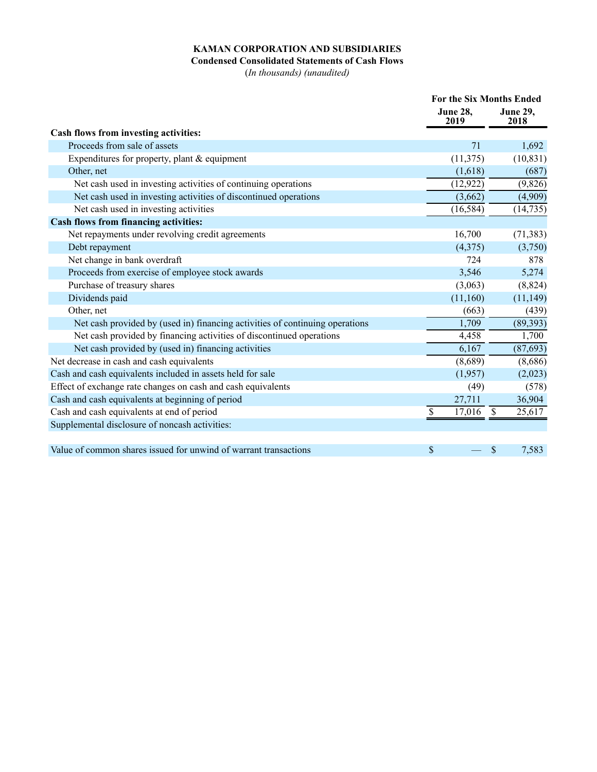**KAMAN CORPORATION AND SUBSIDIARIES**

**Condensed Consolidated Statements of Cash Flows**

(*In thousands) (unaudited)*

| | For the Six Months Ended | |
|---|---|---|
| | **June 28, 2019** | **June 29, 2018** |
| **Cash flows from investing activities:** | | |
| Proceeds from sale of assets | 71 | 1,692 |
| Expenditures for property, plant & equipment | (11,375) | (10,831) |
| Other, net | (1,618) | (687) |
| Net cash used in investing activities of continuing operations | (12,922) | (9,826) |
| Net cash used in investing activities of discontinued operations | (3,662) | (4,909) |
| Net cash used in investing activities | (16,584) | (14,735) |
| **Cash flows from financing activities:** | | |
| Net repayments under revolving credit agreements | 16,700 | (71,383) |
| Debt repayment | (4,375) | (3,750) |
| Net change in bank overdraft | 724 | 878 |
| Proceeds from exercise of employee stock awards | 3,546 | 5,274 |
| Purchase of treasury shares | (3,063) | (8,824) |
| Dividends paid | (11,160) | (11,149) |
| Other, net | (663) | (439) |
| Net cash provided by (used in) financing activities of continuing operations | 1,709 | (89,393) |
| Net cash provided by financing activities of discontinued operations | 4,458 | 1,700 |
| Net cash provided by (used in) financing activities | 6,167 | (87,693) |
| Net decrease in cash and cash equivalents | (8,689) | (8,686) |
| Cash and cash equivalents included in assets held for sale | (1,957) | (2,023) |
| Effect of exchange rate changes on cash and cash equivalents | (49) | (578) |
| Cash and cash equivalents at beginning of period | 27,711 | 36,904 |
| Cash and cash equivalents at end of period | $ 17,016 | $ 25,617 |
| Supplemental disclosure of noncash activities: | | |
| Value of common shares issued for unwind of warrant transactions | $ — | $ 7,583 |